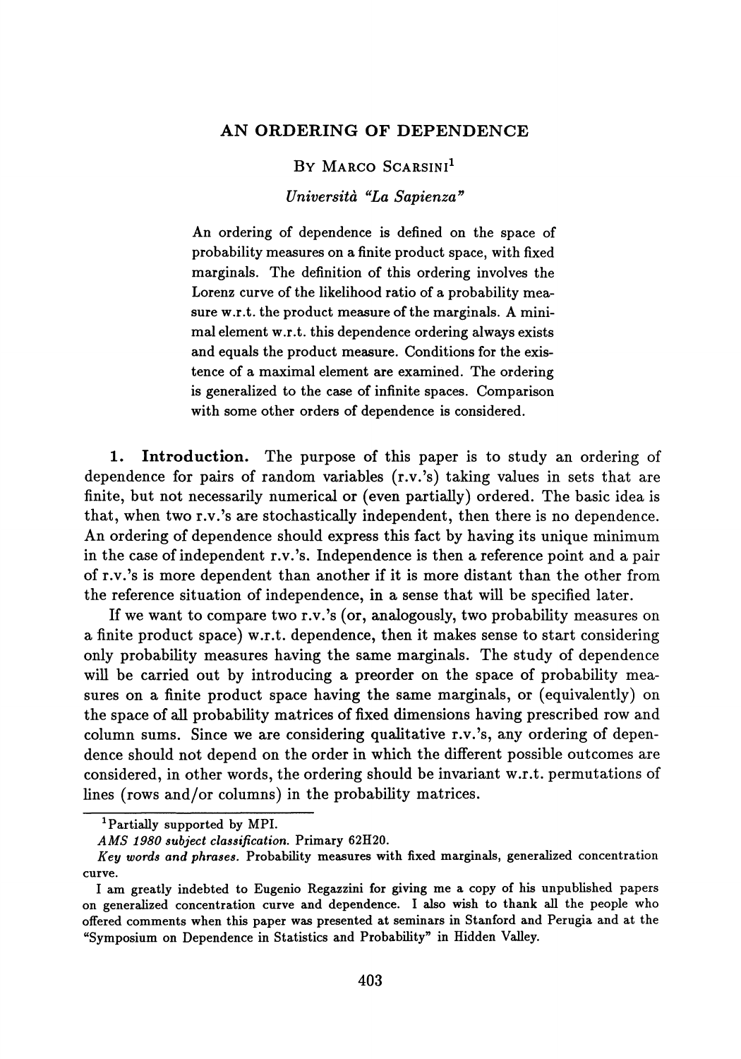# AN ORDERING OF DEPENDENCE

By Marco Scarsini[1]

*Università "La Sapienza"*

An ordering of dependence is defined on the space of probability measures on a finite product space, with fixed marginals. The definition of this ordering involves the Lorenz curve of the likelihood ratio of a probability measure w.r.t. the product measure of the marginals. A minimal element w.r.t. this dependence ordering always exists and equals the product measure. Conditions for the existence of a maximal element are examined. The ordering is generalized to the case of infinite spaces. Comparison with some other orders of dependence is considered.

**1. Introduction.** The purpose of this paper is to study an ordering of dependence for pairs of random variables (r.v.'s) taking values in sets that are finite, but not necessarily numerical or (even partially) ordered. The basic idea is that, when two r.v.'s are stochastically independent, then there is no dependence. An ordering of dependence should express this fact by having its unique minimum in the case of independent r.v.'s. Independence is then a reference point and a pair of r.v.'s is more dependent than another if it is more distant than the other from the reference situation of independence, in a sense that will be specified later.

If we want to compare two r.v.'s (or, analogously, two probability measures on a finite product space) w.r.t. dependence, then it makes sense to start considering only probability measures having the same marginals. The study of dependence will be carried out by introducing a preorder on the space of probability measures on a finite product space having the same marginals, or (equivalently) on the space of all probability matrices of fixed dimensions having prescribed row and column sums. Since we are considering qualitative r.v.'s, any ordering of dependence should not depend on the order in which the different possible outcomes are considered, in other words, the ordering should be invariant w.r.t. permutations of lines (rows and/or columns) in the probability matrices.

[1] Partially supported by MPI.

*AMS 1980 subject classification.* Primary 62H20.

*Key words and phrases.* Probability measures with fixed marginals, generalized concentration curve.

I am greatly indebted to Eugenio Regazzini for giving me a copy of his unpublished papers on generalized concentration curve and dependence. I also wish to thank all the people who offered comments when this paper was presented at seminars in Stanford and Perugia and at the "Symposium on Dependence in Statistics and Probability" in Hidden Valley.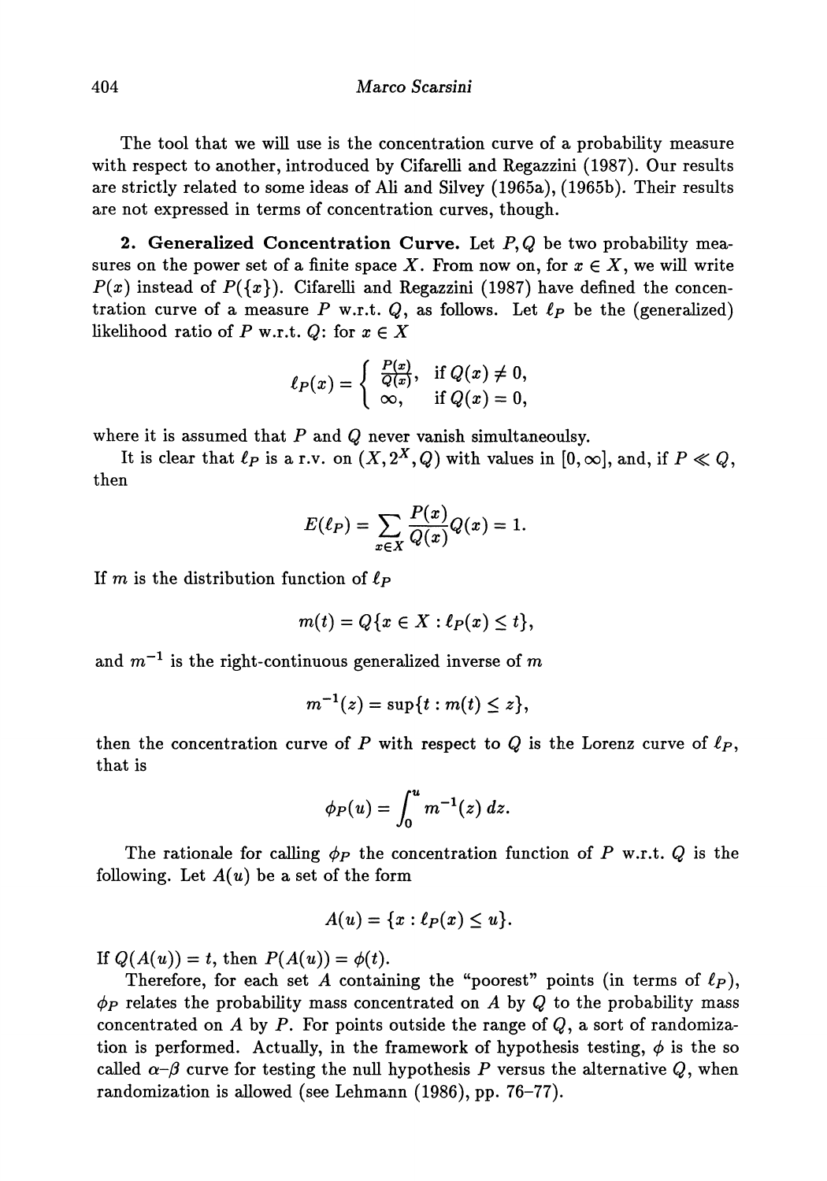The tool that we will use is the concentration curve of a probability measure with respect to another, introduced by Cifarelli and Regazzini (1987). Our results are strictly related to some ideas of Ali and Silvey (1965a), (1965b). Their results are not expressed in terms of concentration curves, though.

**2. Generalized Concentration Curve.** Let $P, Q$ be two probability measures on the power set of a finite space $X$. From now on, for $x \in X$, we will write $P(x)$ instead of $P(\{x\})$. Cifarelli and Regazzini (1987) have defined the concentration curve of a measure $P$ w.r.t. $Q$, as follows. Let $\ell_P$ be the (generalized) likelihood ratio of $P$ w.r.t. $Q$: for $x \in X$

$$\ell_P(x) = \begin{cases} \frac{P(x)}{Q(x)}, & \text{if } Q(x) \neq 0, \\ \infty, & \text{if } Q(x) = 0, \end{cases}$$

where it is assumed that $P$ and $Q$ never vanish simultaneoulsy.

It is clear that $\ell_P$ is a r.v. on $(X, 2^X, Q)$ with values in $[0, \infty]$, and, if $P \ll Q$, then

$$E(\ell_P) = \sum_{x \in X} \frac{P(x)}{Q(x)} Q(x) = 1.$$

If $m$ is the distribution function of $\ell_P$

$$m(t) = Q\{x \in X : \ell_P(x) \leq t\},$$

and $m^{-1}$ is the right-continuous generalized inverse of $m$

$$m^{-1}(z) = \sup\{t : m(t) \leq z\},$$

then the concentration curve of $P$ with respect to $Q$ is the Lorenz curve of $\ell_P$, that is

$$\phi_P(u) = \int_0^u m^{-1}(z)\, dz.$$

The rationale for calling $\phi_P$ the concentration function of $P$ w.r.t. $Q$ is the following. Let $A(u)$ be a set of the form

$$A(u) = \{x : \ell_P(x) \leq u\}.$$

If $Q(A(u)) = t$, then $P(A(u)) = \phi(t)$.

Therefore, for each set $A$ containing the "poorest" points (in terms of $\ell_P$), $\phi_P$ relates the probability mass concentrated on $A$ by $Q$ to the probability mass concentrated on $A$ by $P$. For points outside the range of $Q$, a sort of randomization is performed. Actually, in the framework of hypothesis testing, $\phi$ is the so called $\alpha$–$\beta$ curve for testing the null hypothesis $P$ versus the alternative $Q$, when randomization is allowed (see Lehmann (1986), pp. 76–77).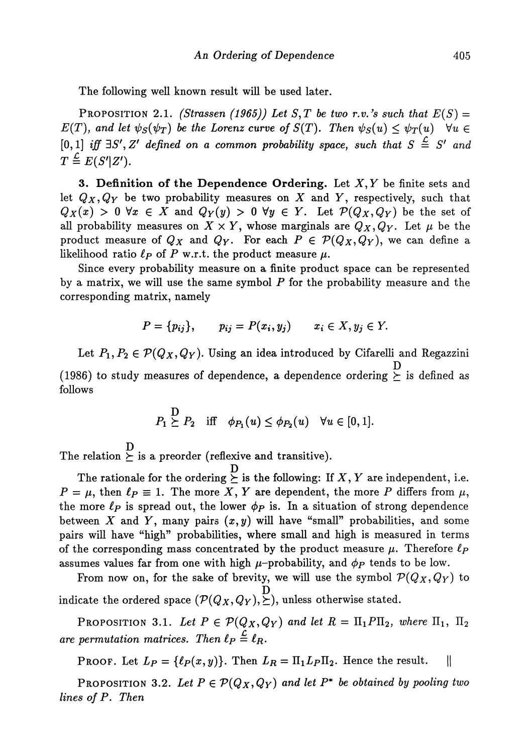The following well known result will be used later.

PROPOSITION 2.1. *(Strassen (1965)) Let $S, T$ be two r.v.'s such that $E(S) = E(T)$, and let $\psi_S(\psi_T)$ be the Lorenz curve of $S(T)$. Then $\psi_S(u) \leq \psi_T(u)$ $\forall u \in [0,1]$ iff $\exists S', Z'$ defined on a common probability space, such that $S \stackrel{\mathcal{L}}{=} S'$ and $T \stackrel{\mathcal{L}}{=} E(S'|Z')$.*

**3. Definition of the Dependence Ordering.** Let $X, Y$ be finite sets and let $Q_X, Q_Y$ be two probability measures on $X$ and $Y$, respectively, such that $Q_X(x) > 0$ $\forall x \in X$ and $Q_Y(y) > 0$ $\forall y \in Y$. Let $\mathcal{P}(Q_X, Q_Y)$ be the set of all probability measures on $X \times Y$, whose marginals are $Q_X, Q_Y$. Let $\mu$ be the product measure of $Q_X$ and $Q_Y$. For each $P \in \mathcal{P}(Q_X, Q_Y)$, we can define a likelihood ratio $\ell_P$ of $P$ w.r.t. the product measure $\mu$.

Since every probability measure on a finite product space can be represented by a matrix, we will use the same symbol $P$ for the probability measure and the corresponding matrix, namely

$$P = \{p_{ij}\}, \qquad p_{ij} = P(x_i, y_j) \qquad x_i \in X, y_j \in Y.$$

Let $P_1, P_2 \in \mathcal{P}(Q_X, Q_Y)$. Using an idea introduced by Cifarelli and Regazzini (1986) to study measures of dependence, a dependence ordering $\stackrel{\mathrm{D}}{\succeq}$ is defined as follows

$$P_1 \stackrel{\mathrm{D}}{\succeq} P_2 \quad \text{iff} \quad \phi_{P_1}(u) \leq \phi_{P_2}(u) \quad \forall u \in [0,1].$$

The relation $\stackrel{\mathrm{D}}{\succeq}$ is a preorder (reflexive and transitive).

The rationale for the ordering $\stackrel{\mathrm{D}}{\succeq}$ is the following: If $X, Y$ are independent, i.e. $P = \mu$, then $\ell_P \equiv 1$. The more $X, Y$ are dependent, the more $P$ differs from $\mu$, the more $\ell_P$ is spread out, the lower $\phi_P$ is. In a situation of strong dependence between $X$ and $Y$, many pairs $(x, y)$ will have "small" probabilities, and some pairs will have "high" probabilities, where small and high is measured in terms of the corresponding mass concentrated by the product measure $\mu$. Therefore $\ell_P$ assumes values far from one with high $\mu$–probability, and $\phi_P$ tends to be low.

From now on, for the sake of brevity, we will use the symbol $\mathcal{P}(Q_X, Q_Y)$ to indicate the ordered space $(\mathcal{P}(Q_X, Q_Y), \stackrel{\mathrm{D}}{\succeq})$, unless otherwise stated.

PROPOSITION 3.1. *Let $P \in \mathcal{P}(Q_X, Q_Y)$ and let $R = \Pi_1 P \Pi_2$, where $\Pi_1$, $\Pi_2$ are permutation matrices. Then $\ell_P \stackrel{\mathcal{L}}{=} \ell_R$.*

PROOF. Let $L_P = \{\ell_P(x, y)\}$. Then $L_R = \Pi_1 L_P \Pi_2$. Hence the result. $\|$

PROPOSITION 3.2. *Let $P \in \mathcal{P}(Q_X, Q_Y)$ and let $P^*$ be obtained by pooling two lines of $P$. Then*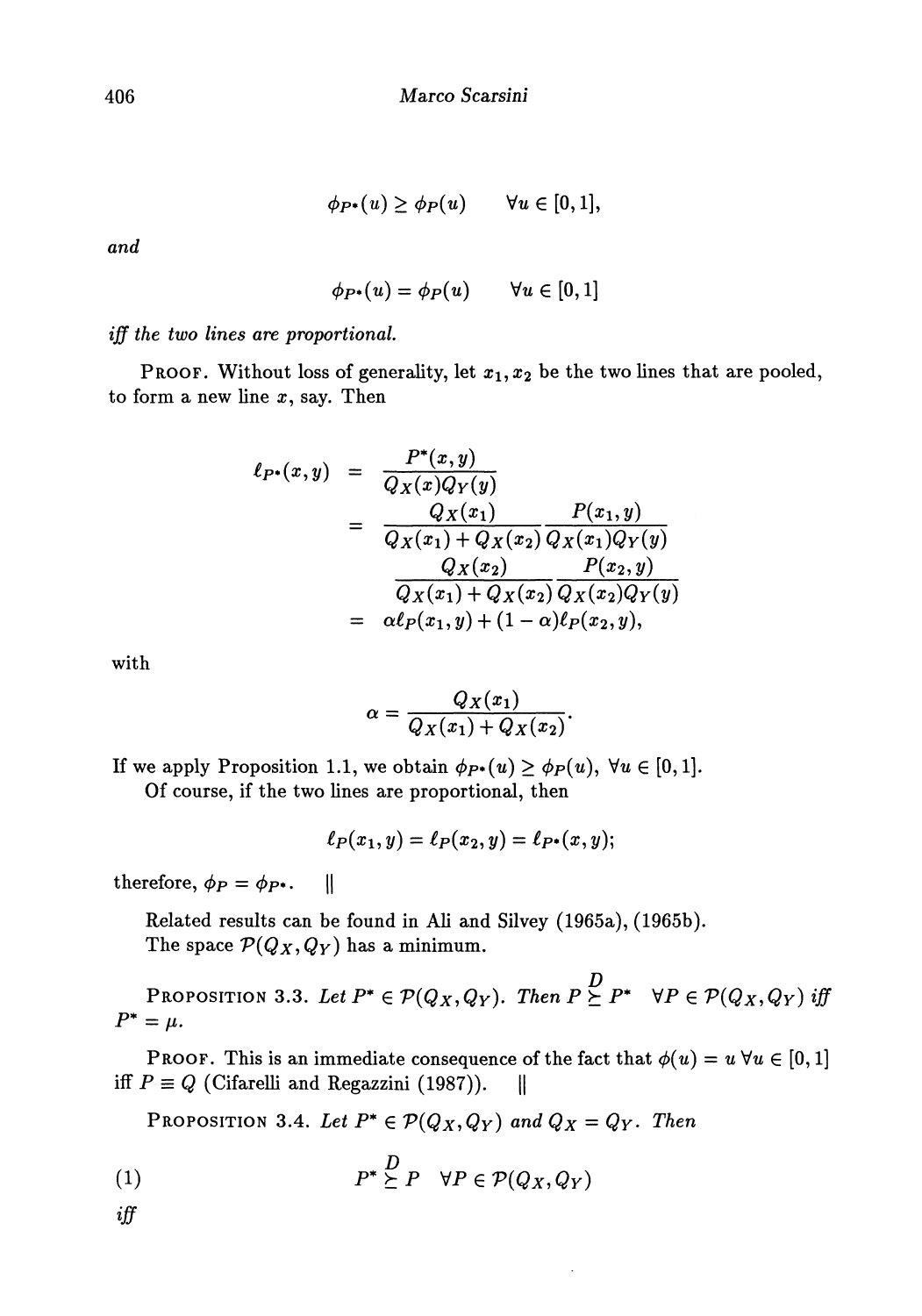$$\phi_{P^*}(u) \geq \phi_P(u) \qquad \forall u \in [0,1],$$

*and*

$$\phi_{P^*}(u) = \phi_P(u) \qquad \forall u \in [0,1]$$

*iff the two lines are proportional.*

PROOF. Without loss of generality, let $x_1, x_2$ be the two lines that are pooled, to form a new line $x$, say. Then

$$\begin{aligned}
\ell_{P^*}(x,y) &= \frac{P^*(x,y)}{Q_X(x)Q_Y(y)} \\
&= \frac{Q_X(x_1)}{Q_X(x_1)+Q_X(x_2)} \frac{P(x_1,y)}{Q_X(x_1)Q_Y(y)} \\
&\quad \frac{Q_X(x_2)}{Q_X(x_1)+Q_X(x_2)} \frac{P(x_2,y)}{Q_X(x_2)Q_Y(y)} \\
&= \alpha \ell_P(x_1,y) + (1-\alpha)\ell_P(x_2,y),
\end{aligned}$$

with

$$\alpha = \frac{Q_X(x_1)}{Q_X(x_1)+Q_X(x_2)}.$$

If we apply Proposition 1.1, we obtain $\phi_{P^*}(u) \geq \phi_P(u)$, $\forall u \in [0,1]$.

Of course, if the two lines are proportional, then

$$\ell_P(x_1,y) = \ell_P(x_2,y) = \ell_{P^*}(x,y);$$

therefore, $\phi_P = \phi_{P^*}$. ||

Related results can be found in Ali and Silvey (1965a), (1965b).

The space $\mathcal{P}(Q_X, Q_Y)$ has a minimum.

PROPOSITION 3.3. *Let $P^* \in \mathcal{P}(Q_X, Q_Y)$. Then $P \overset{D}{\succeq} P^* \quad \forall P \in \mathcal{P}(Q_X, Q_Y)$ iff $P^* = \mu$.*

PROOF. This is an immediate consequence of the fact that $\phi(u) = u \; \forall u \in [0,1]$ iff $P \equiv Q$ (Cifarelli and Regazzini (1987)). ||

PROPOSITION 3.4. *Let $P^* \in \mathcal{P}(Q_X, Q_Y)$ and $Q_X = Q_Y$. Then*

$$P^* \overset{D}{\succeq} P \quad \forall P \in \mathcal{P}(Q_X, Q_Y) \tag{1}$$

*iff*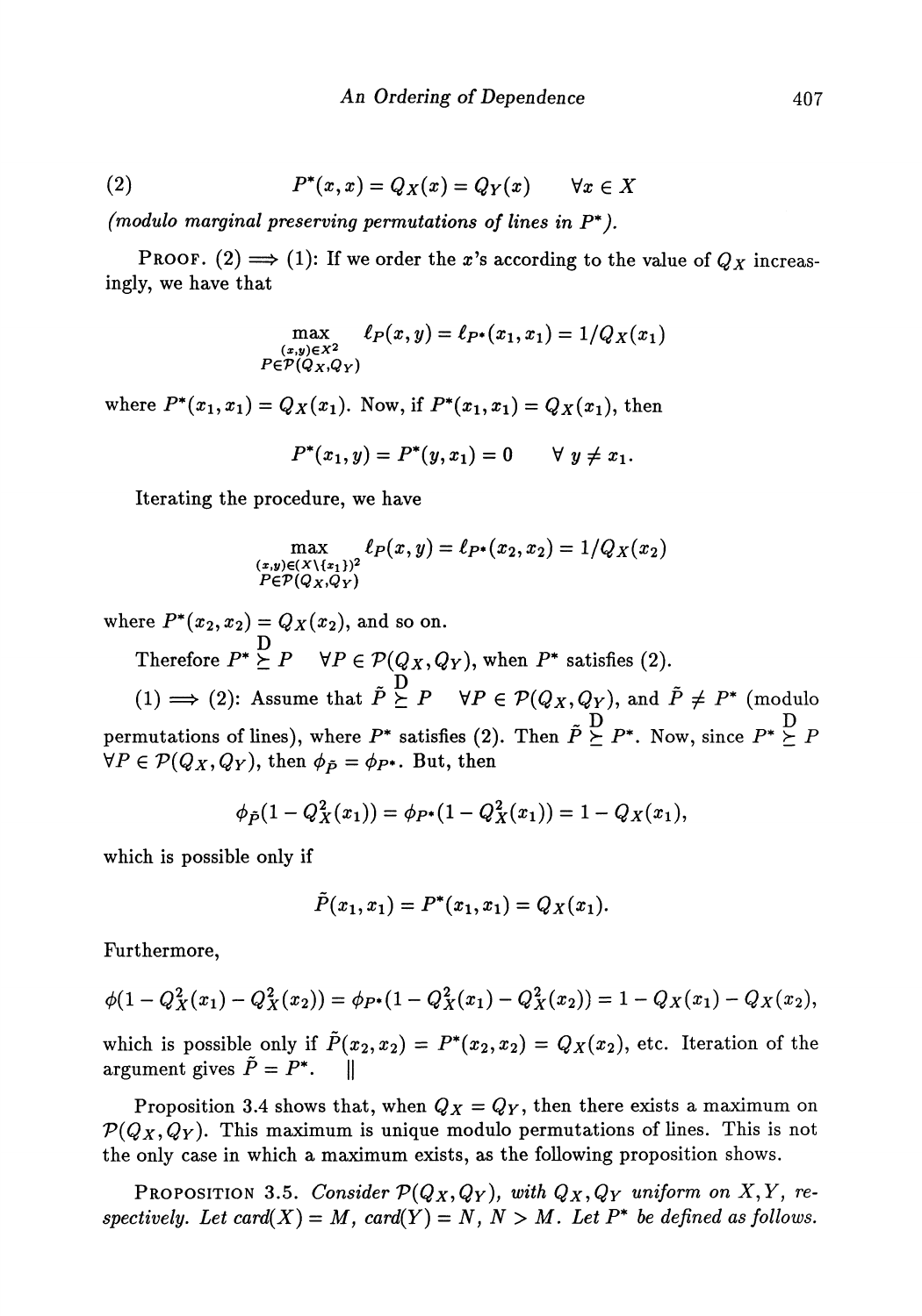$$(2) \qquad P^*(x,x) = Q_X(x) = Q_Y(x) \qquad \forall x \in X$$

*(modulo marginal preserving permutations of lines in $P^*$).*

PROOF. (2) $\Longrightarrow$ (1): If we order the $x$'s according to the value of $Q_X$ increasingly, we have that

$$\max_{\substack{(x,y)\in X^2 \\ P\in\mathcal{P}(Q_X,Q_Y)}} \ell_P(x,y) = \ell_{P^*}(x_1,x_1) = 1/Q_X(x_1)$$

where $P^*(x_1,x_1) = Q_X(x_1)$. Now, if $P^*(x_1,x_1) = Q_X(x_1)$, then

$$P^*(x_1,y) = P^*(y,x_1) = 0 \qquad \forall\, y \neq x_1.$$

Iterating the procedure, we have

$$\max_{\substack{(x,y)\in(X\setminus\{x_1\})^2 \\ P\in\mathcal{P}(Q_X,Q_Y)}} \ell_P(x,y) = \ell_{P^*}(x_2,x_2) = 1/Q_X(x_2)$$

where $P^*(x_2,x_2) = Q_X(x_2)$, and so on.

Therefore $P^* \overset{\mathrm{D}}{\succeq} P \quad \forall P \in \mathcal{P}(Q_X,Q_Y)$, when $P^*$ satisfies (2).

(1) $\Longrightarrow$ (2): Assume that $\tilde{P} \overset{\mathrm{D}}{\succeq} P \quad \forall P \in \mathcal{P}(Q_X,Q_Y)$, and $\tilde{P} \neq P^*$ (modulo permutations of lines), where $P^*$ satisfies (2). Then $\tilde{P} \overset{\mathrm{D}}{\succeq} P^*$. Now, since $P^* \overset{\mathrm{D}}{\succeq} P$ $\forall P \in \mathcal{P}(Q_X,Q_Y)$, then $\phi_{\tilde{P}} = \phi_{P^*}$. But, then

$$\phi_{\tilde{P}}(1 - Q_X^2(x_1)) = \phi_{P^*}(1 - Q_X^2(x_1)) = 1 - Q_X(x_1),$$

which is possible only if

$$\tilde{P}(x_1,x_1) = P^*(x_1,x_1) = Q_X(x_1).$$

Furthermore,

$$\phi(1 - Q_X^2(x_1) - Q_X^2(x_2)) = \phi_{P^*}(1 - Q_X^2(x_1) - Q_X^2(x_2)) = 1 - Q_X(x_1) - Q_X(x_2),$$

which is possible only if $\tilde{P}(x_2,x_2) = P^*(x_2,x_2) = Q_X(x_2)$, etc. Iteration of the argument gives $\tilde{P} = P^*$. $\quad \|$

Proposition 3.4 shows that, when $Q_X = Q_Y$, then there exists a maximum on $\mathcal{P}(Q_X,Q_Y)$. This maximum is unique modulo permutations of lines. This is not the only case in which a maximum exists, as the following proposition shows.

PROPOSITION 3.5. *Consider $\mathcal{P}(Q_X,Q_Y)$, with $Q_X, Q_Y$ uniform on $X, Y$, respectively. Let card$(X) = M$, card$(Y) = N$, $N > M$. Let $P^*$ be defined as follows.*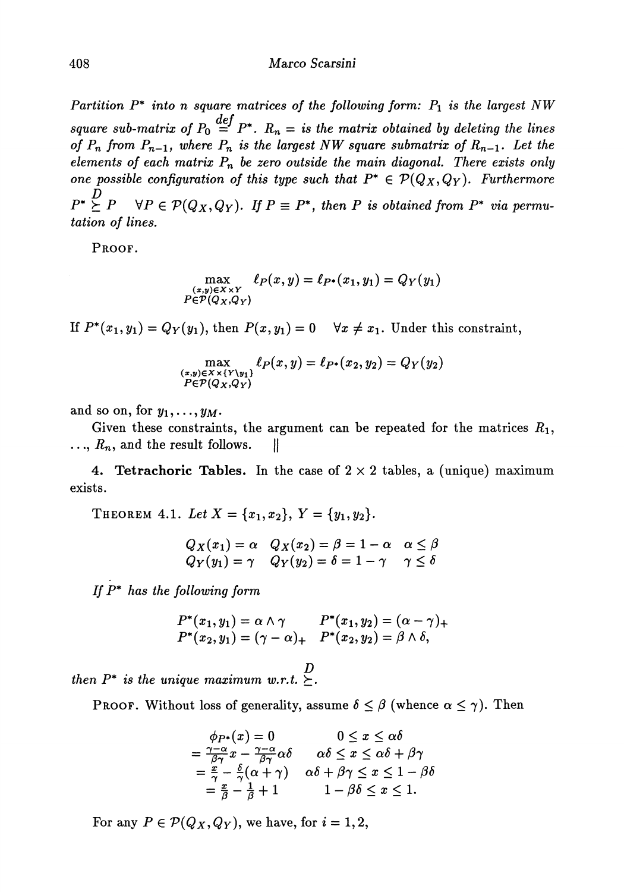*Partition $P^*$ into $n$ square matrices of the following form: $P_1$ is the largest NW square sub-matrix of $P_0 \overset{def}{=} P^*$. $R_n =$ is the matrix obtained by deleting the lines of $P_n$ from $P_{n-1}$, where $P_n$ is the largest NW square submatrix of $R_{n-1}$. Let the elements of each matrix $P_n$ be zero outside the main diagonal. There exists only one possible configuration of this type such that $P^* \in \mathcal{P}(Q_X, Q_Y)$. Furthermore $P^* \overset{D}{\succeq} P \quad \forall P \in \mathcal{P}(Q_X, Q_Y)$. If $P \equiv P^*$, then $P$ is obtained from $P^*$ via permutation of lines.*

PROOF.

$$\max_{\substack{(x,y)\in X\times Y \\ P\in\mathcal{P}(Q_X,Q_Y)}} \ell_P(x,y) = \ell_{P^*}(x_1,y_1) = Q_Y(y_1)$$

If $P^*(x_1, y_1) = Q_Y(y_1)$, then $P(x, y_1) = 0 \quad \forall x \neq x_1$. Under this constraint,

$$\max_{\substack{(x,y)\in X\times \{Y\setminus y_1\} \\ P\in\mathcal{P}(Q_X,Q_Y)}} \ell_P(x,y) = \ell_{P^*}(x_2,y_2) = Q_Y(y_2)$$

and so on, for $y_1, \ldots, y_M$.

Given these constraints, the argument can be repeated for the matrices $R_1$, $\ldots$, $R_n$, and the result follows. ||

## 4. Tetrachoric Tables.

In the case of $2 \times 2$ tables, a (unique) maximum exists.

THEOREM 4.1. *Let $X = \{x_1, x_2\}$, $Y = \{y_1, y_2\}$.*

$$\begin{array}{lll} Q_X(x_1) = \alpha & Q_X(x_2) = \beta = 1 - \alpha & \alpha \leq \beta \\ Q_Y(y_1) = \gamma & Q_Y(y_2) = \delta = 1 - \gamma & \gamma \leq \delta \end{array}$$

*If $P^*$ has the following form*

$$\begin{array}{ll} P^*(x_1, y_1) = \alpha \wedge \gamma & P^*(x_1, y_2) = (\alpha - \gamma)_+ \\ P^*(x_2, y_1) = (\gamma - \alpha)_+ & P^*(x_2, y_2) = \beta \wedge \delta, \end{array}$$

*then $P^*$ is the unique maximum w.r.t. $\overset{D}{\succeq}$.*

PROOF. Without loss of generality, assume $\delta \leq \beta$ (whence $\alpha \leq \gamma$). Then

$$\begin{array}{ll} \phi_{P^*}(x) = 0 & 0 \leq x \leq \alpha\delta \\ = \frac{\gamma-\alpha}{\beta\gamma}x - \frac{\gamma-\alpha}{\beta\gamma}\alpha\delta & \alpha\delta \leq x \leq \alpha\delta + \beta\gamma \\ = \frac{x}{\gamma} - \frac{\delta}{\gamma}(\alpha + \gamma) & \alpha\delta + \beta\gamma \leq x \leq 1 - \beta\delta \\ = \frac{x}{\beta} - \frac{1}{\beta} + 1 & 1 - \beta\delta \leq x \leq 1. \end{array}$$

For any $P \in \mathcal{P}(Q_X, Q_Y)$, we have, for $i = 1, 2$,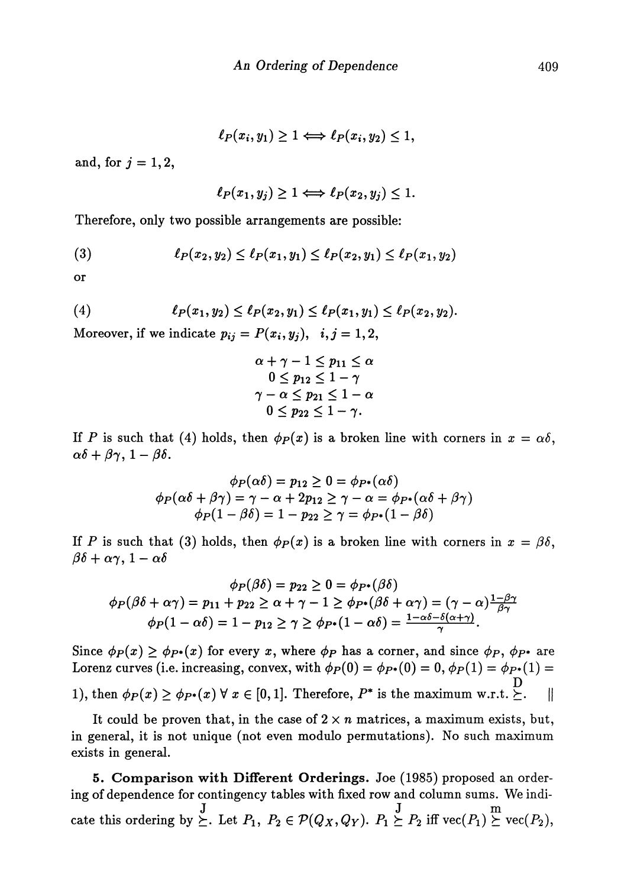$$\ell_P(x_i, y_1) \geq 1 \Longleftrightarrow \ell_P(x_i, y_2) \leq 1,$$

and, for $j = 1, 2$,

$$\ell_P(x_1, y_j) \geq 1 \Longleftrightarrow \ell_P(x_2, y_j) \leq 1.$$

Therefore, only two possible arrangements are possible:

$$\ell_P(x_2, y_2) \leq \ell_P(x_1, y_1) \leq \ell_P(x_2, y_1) \leq \ell_P(x_1, y_2) \tag{3}$$

or

$$\ell_P(x_1, y_2) \leq \ell_P(x_2, y_1) \leq \ell_P(x_1, y_1) \leq \ell_P(x_2, y_2). \tag{4}$$

Moreover, if we indicate $p_{ij} = P(x_i, y_j), \quad i, j = 1, 2,$

$$\begin{gathered}
\alpha + \gamma - 1 \leq p_{11} \leq \alpha \\
0 \leq p_{12} \leq 1 - \gamma \\
\gamma - \alpha \leq p_{21} \leq 1 - \alpha \\
0 \leq p_{22} \leq 1 - \gamma.
\end{gathered}$$

If $P$ is such that (4) holds, then $\phi_P(x)$ is a broken line with corners in $x = \alpha\delta$, $\alpha\delta + \beta\gamma$, $1 - \beta\delta$.

$$\begin{gathered}
\phi_P(\alpha\delta) = p_{12} \geq 0 = \phi_{P^*}(\alpha\delta) \\
\phi_P(\alpha\delta + \beta\gamma) = \gamma - \alpha + 2p_{12} \geq \gamma - \alpha = \phi_{P^*}(\alpha\delta + \beta\gamma) \\
\phi_P(1 - \beta\delta) = 1 - p_{22} \geq \gamma = \phi_{P^*}(1 - \beta\delta)
\end{gathered}$$

If $P$ is such that (3) holds, then $\phi_P(x)$ is a broken line with corners in $x = \beta\delta$, $\beta\delta + \alpha\gamma$, $1 - \alpha\delta$

$$\begin{gathered}
\phi_P(\beta\delta) = p_{22} \geq 0 = \phi_{P^*}(\beta\delta) \\
\phi_P(\beta\delta + \alpha\gamma) = p_{11} + p_{22} \geq \alpha + \gamma - 1 \geq \phi_{P^*}(\beta\delta + \alpha\gamma) = (\gamma - \alpha)\tfrac{1 - \beta\gamma}{\beta\gamma} \\
\phi_P(1 - \alpha\delta) = 1 - p_{12} \geq \gamma \geq \phi_{P^*}(1 - \alpha\delta) = \tfrac{1 - \alpha\delta - \delta(\alpha + \gamma)}{\gamma}.
\end{gathered}$$

Since $\phi_P(x) \geq \phi_{P^*}(x)$ for every $x$, where $\phi_P$ has a corner, and since $\phi_P$, $\phi_{P^*}$ are Lorenz curves (i.e. increasing, convex, with $\phi_P(0) = \phi_{P^*}(0) = 0$, $\phi_P(1) = \phi_{P^*}(1) = 1$), then $\phi_P(x) \geq \phi_{P^*}(x)\ \forall\, x \in [0, 1]$. Therefore, $P^*$ is the maximum w.r.t. $\overset{\mathrm{D}}{\succeq}$. $\quad\|$

It could be proven that, in the case of $2 \times n$ matrices, a maximum exists, but, in general, it is not unique (not even modulo permutations). No such maximum exists in general.

**5. Comparison with Different Orderings.** Joe (1985) proposed an ordering of dependence for contingency tables with fixed row and column sums. We indicate this ordering by $\overset{\mathrm{J}}{\succeq}$. Let $P_1, P_2 \in \mathcal{P}(Q_X, Q_Y)$. $P_1 \overset{\mathrm{J}}{\succeq} P_2$ iff $\mathrm{vec}(P_1) \overset{\mathrm{m}}{\succeq} \mathrm{vec}(P_2)$,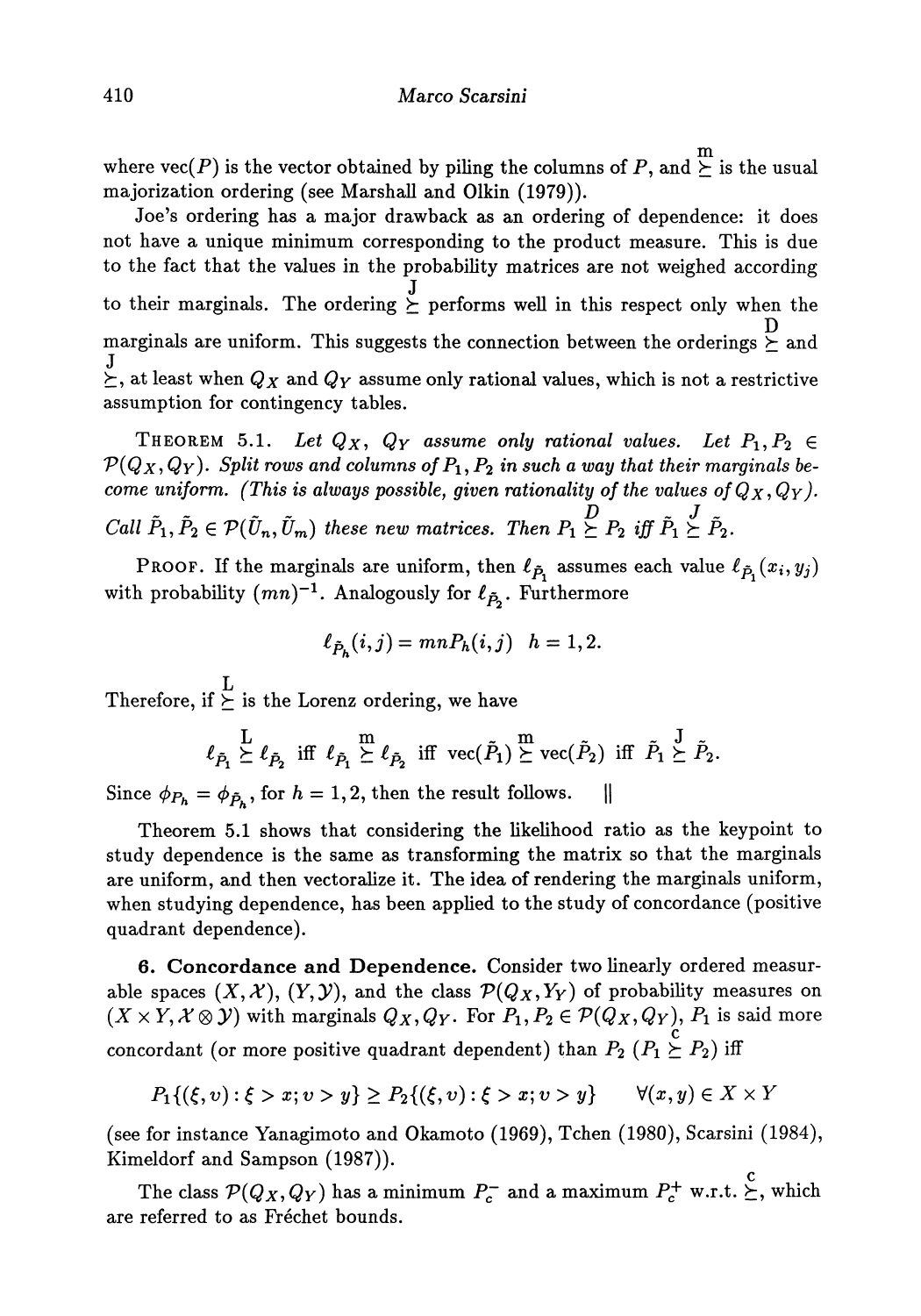where $\text{vec}(P)$ is the vector obtained by piling the columns of $P$, and $\stackrel{\text{m}}{\succeq}$ is the usual majorization ordering (see Marshall and Olkin (1979)).

Joe's ordering has a major drawback as an ordering of dependence: it does not have a unique minimum corresponding to the product measure. This is due to the fact that the values in the probability matrices are not weighed according to their marginals. The ordering $\stackrel{\text{J}}{\succeq}$ performs well in this respect only when the marginals are uniform. This suggests the connection between the orderings $\stackrel{\text{D}}{\succeq}$ and $\stackrel{\text{J}}{\succeq}$, at least when $Q_X$ and $Q_Y$ assume only rational values, which is not a restrictive assumption for contingency tables.

THEOREM 5.1. *Let $Q_X$, $Q_Y$ assume only rational values. Let $P_1, P_2 \in \mathcal{P}(Q_X, Q_Y)$. Split rows and columns of $P_1, P_2$ in such a way that their marginals become uniform. (This is always possible, given rationality of the values of $Q_X, Q_Y$). Call $\tilde{P}_1, \tilde{P}_2 \in \mathcal{P}(\tilde{U}_n, \tilde{U}_m)$ these new matrices. Then $P_1 \stackrel{D}{\succeq} P_2$ iff $\tilde{P}_1 \stackrel{J}{\succeq} \tilde{P}_2$.*

PROOF. If the marginals are uniform, then $\ell_{\tilde{P}_1}$ assumes each value $\ell_{\tilde{P}_1}(x_i, y_j)$ with probability $(mn)^{-1}$. Analogously for $\ell_{\tilde{P}_2}$. Furthermore

$$\ell_{\tilde{P}_h}(i,j) = mnP_h(i,j) \quad h = 1, 2.$$

Therefore, if $\stackrel{\text{L}}{\succeq}$ is the Lorenz ordering, we have

$$\ell_{\tilde{P}_1} \stackrel{\text{L}}{\succeq} \ell_{\tilde{P}_2} \text{ iff } \ell_{\tilde{P}_1} \stackrel{\text{m}}{\succeq} \ell_{\tilde{P}_2} \text{ iff } \text{vec}(\tilde{P}_1) \stackrel{\text{m}}{\succeq} \text{vec}(\tilde{P}_2) \text{ iff } \tilde{P}_1 \stackrel{\text{J}}{\succeq} \tilde{P}_2.$$

Since $\phi_{P_h} = \phi_{\tilde{P}_h}$, for $h = 1, 2$, then the result follows. $\quad \|$

Theorem 5.1 shows that considering the likelihood ratio as the keypoint to study dependence is the same as transforming the matrix so that the marginals are uniform, and then vectoralize it. The idea of rendering the marginals uniform, when studying dependence, has been applied to the study of concordance (positive quadrant dependence).

**6. Concordance and Dependence.** Consider two linearly ordered measurable spaces $(X, \mathcal{X})$, $(Y, \mathcal{Y})$, and the class $\mathcal{P}(Q_X, Y_Y)$ of probability measures on $(X \times Y, \mathcal{X} \otimes \mathcal{Y})$ with marginals $Q_X, Q_Y$. For $P_1, P_2 \in \mathcal{P}(Q_X, Q_Y)$, $P_1$ is said more concordant (or more positive quadrant dependent) than $P_2$ ($P_1 \stackrel{\text{c}}{\succeq} P_2$) iff

$$P_1\{(\xi, v) : \xi > x; v > y\} \geq P_2\{(\xi, v) : \xi > x; v > y\} \qquad \forall (x, y) \in X \times Y$$

(see for instance Yanagimoto and Okamoto (1969), Tchen (1980), Scarsini (1984), Kimeldorf and Sampson (1987)).

The class $\mathcal{P}(Q_X, Q_Y)$ has a minimum $P_c^-$ and a maximum $P_c^+$ w.r.t. $\stackrel{\text{c}}{\succeq}$, which are referred to as Fréchet bounds.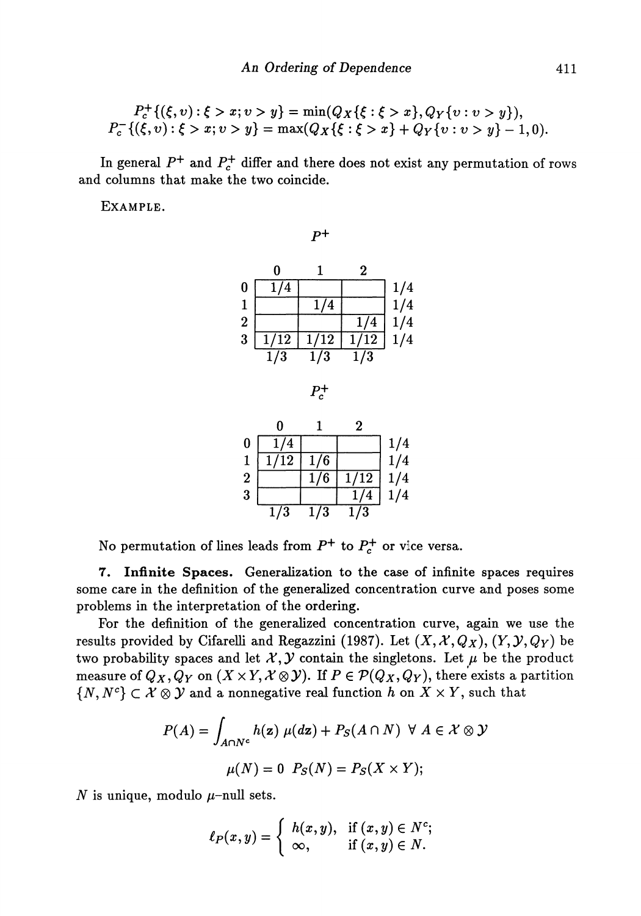$$P_c^+\{(\xi, v) : \xi > x; v > y\} = \min(Q_X\{\xi : \xi > x\}, Q_Y\{v : v > y\}),$$
$$P_c^-\{(\xi, v) : \xi > x; v > y\} = \max(Q_X\{\xi : \xi > x\} + Q_Y\{v : v > y\} - 1, 0).$$

In general $P^+$ and $P_c^+$ differ and there does not exist any permutation of rows and columns that make the two coincide.

EXAMPLE.

$P^+$

| | 0 | 1 | 2 | |
|---|---|---|---|---|
| 0 | 1/4 | | | 1/4 |
| 1 | | 1/4 | | 1/4 |
| 2 | | | 1/4 | 1/4 |
| 3 | 1/12 | 1/12 | 1/12 | 1/4 |
| | 1/3 | 1/3 | 1/3 | |

$P_c^+$

| | 0 | 1 | 2 | |
|---|---|---|---|---|
| 0 | 1/4 | | | 1/4 |
| 1 | 1/12 | 1/6 | | 1/4 |
| 2 | | 1/6 | 1/12 | 1/4 |
| 3 | | | 1/4 | 1/4 |
| | 1/3 | 1/3 | 1/3 | |

No permutation of lines leads from $P^+$ to $P_c^+$ or vice versa.

**7. Infinite Spaces.** Generalization to the case of infinite spaces requires some care in the definition of the generalized concentration curve and poses some problems in the interpretation of the ordering.

For the definition of the generalized concentration curve, again we use the results provided by Cifarelli and Regazzini (1987). Let $(X, \mathcal{X}, Q_X)$, $(Y, \mathcal{Y}, Q_Y)$ be two probability spaces and let $\mathcal{X}, \mathcal{Y}$ contain the singletons. Let $\mu$ be the product measure of $Q_X, Q_Y$ on $(X \times Y, \mathcal{X} \otimes \mathcal{Y})$. If $P \in \mathcal{P}(Q_X, Q_Y)$, there exists a partition $\{N, N^c\} \subset \mathcal{X} \otimes \mathcal{Y}$ and a nonnegative real function $h$ on $X \times Y$, such that

$$P(A) = \int_{A \cap N^c} h(\mathbf{z})\, \mu(d\mathbf{z}) + P_S(A \cap N) \ \ \forall\, A \in \mathcal{X} \otimes \mathcal{Y}$$

$$\mu(N) = 0 \ \ P_S(N) = P_S(X \times Y);$$

$N$ is unique, modulo $\mu$-null sets.

$$\ell_P(x, y) = \begin{cases} h(x, y), & \text{if } (x, y) \in N^c; \\ \infty, & \text{if } (x, y) \in N. \end{cases}$$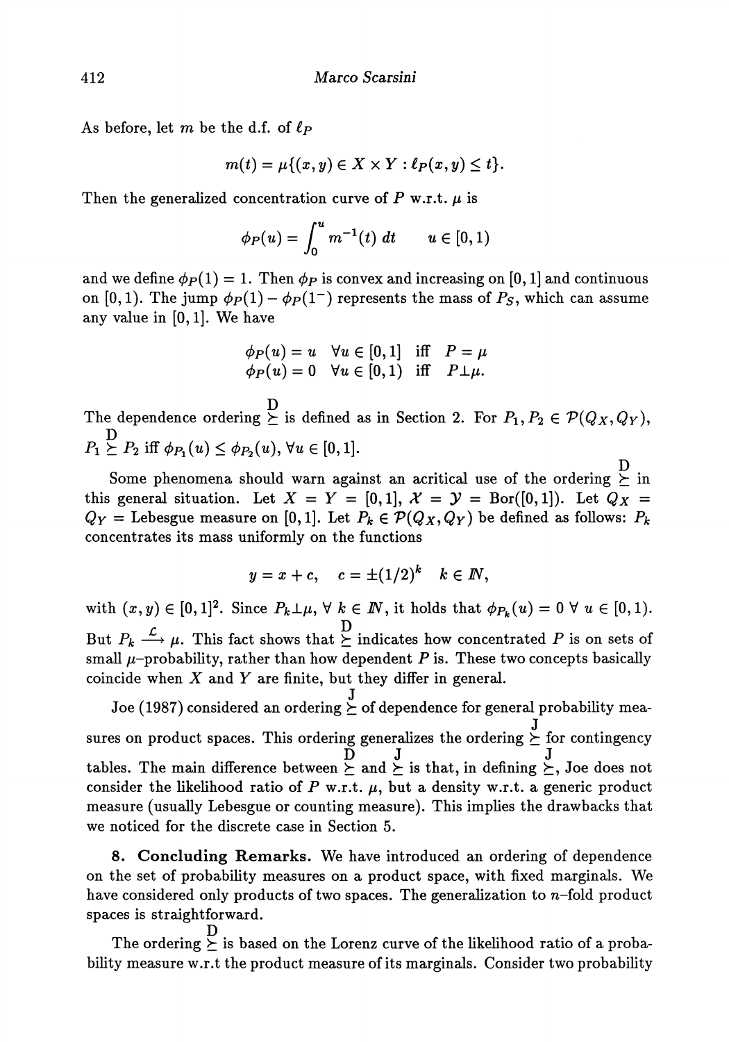As before, let $m$ be the d.f. of $\ell_P$

$$m(t) = \mu\{(x, y) \in X \times Y : \ell_P(x, y) \leq t\}.$$

Then the generalized concentration curve of $P$ w.r.t. $\mu$ is

$$\phi_P(u) = \int_0^u m^{-1}(t)\, dt \qquad u \in [0, 1)$$

and we define $\phi_P(1) = 1$. Then $\phi_P$ is convex and increasing on $[0, 1]$ and continuous on $[0, 1)$. The jump $\phi_P(1) - \phi_P(1^-)$ represents the mass of $P_S$, which can assume any value in $[0, 1]$. We have

$$\begin{aligned} \phi_P(u) = u \quad \forall u \in [0, 1] \quad \text{iff} \quad P = \mu \\ \phi_P(u) = 0 \quad \forall u \in [0, 1) \quad \text{iff} \quad P \perp \mu. \end{aligned}$$

The dependence ordering $\stackrel{D}{\succeq}$ is defined as in Section 2. For $P_1, P_2 \in \mathcal{P}(Q_X, Q_Y)$, $P_1 \stackrel{D}{\succeq} P_2$ iff $\phi_{P_1}(u) \leq \phi_{P_2}(u)$, $\forall u \in [0, 1]$.

Some phenomena should warn against an acritical use of the ordering $\stackrel{D}{\succeq}$ in this general situation. Let $X = Y = [0, 1]$, $\mathcal{X} = \mathcal{Y} = \text{Bor}([0, 1])$. Let $Q_X = Q_Y =$ Lebesgue measure on $[0, 1]$. Let $P_k \in \mathcal{P}(Q_X, Q_Y)$ be defined as follows: $P_k$ concentrates its mass uniformly on the functions

$$y = x + c, \quad c = \pm(1/2)^k \quad k \in I\!N,$$

with $(x, y) \in [0, 1]^2$. Since $P_k \perp \mu$, $\forall\ k \in I\!N$, it holds that $\phi_{P_k}(u) = 0\ \forall\ u \in [0, 1)$. But $P_k \xrightarrow{\mathcal{L}} \mu$. This fact shows that $\stackrel{D}{\succeq}$ indicates how concentrated $P$ is on sets of small $\mu$-probability, rather than how dependent $P$ is. These two concepts basically coincide when $X$ and $Y$ are finite, but they differ in general.

Joe (1987) considered an ordering $\stackrel{J}{\succeq}$ of dependence for general probability measures on product spaces. This ordering generalizes the ordering $\stackrel{J}{\succeq}$ for contingency tables. The main difference between $\stackrel{D}{\succeq}$ and $\stackrel{J}{\succeq}$ is that, in defining $\stackrel{J}{\succeq}$, Joe does not consider the likelihood ratio of $P$ w.r.t. $\mu$, but a density w.r.t. a generic product measure (usually Lebesgue or counting measure). This implies the drawbacks that we noticed for the discrete case in Section 5.

**8. Concluding Remarks.** We have introduced an ordering of dependence on the set of probability measures on a product space, with fixed marginals. We have considered only products of two spaces. The generalization to $n$-fold product spaces is straightforward.

The ordering $\stackrel{D}{\succeq}$ is based on the Lorenz curve of the likelihood ratio of a probability measure w.r.t the product measure of its marginals. Consider two probability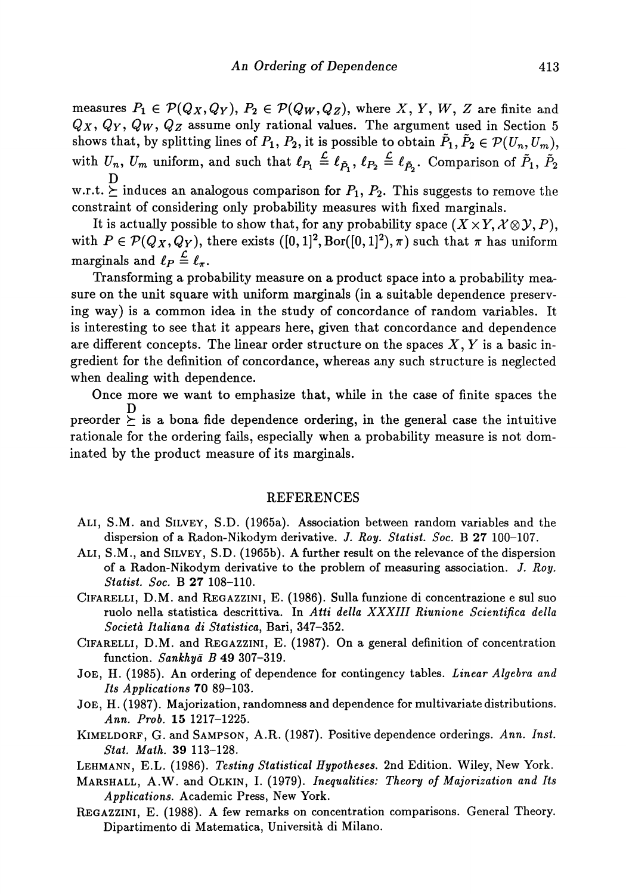measures $P_1 \in \mathcal{P}(Q_X, Q_Y)$, $P_2 \in \mathcal{P}(Q_W, Q_Z)$, where $X$, $Y$, $W$, $Z$ are finite and $Q_X$, $Q_Y$, $Q_W$, $Q_Z$ assume only rational values. The argument used in Section 5 shows that, by splitting lines of $P_1$, $P_2$, it is possible to obtain $\tilde{P}_1, \tilde{P}_2 \in \mathcal{P}(U_n, U_m)$, with $U_n$, $U_m$ uniform, and such that $\ell_{P_1} \overset{\mathcal{L}}{=} \ell_{\tilde{P}_1}$, $\ell_{P_2} \overset{\mathcal{L}}{=} \ell_{\tilde{P}_2}$. Comparison of $\tilde{P}_1$, $\tilde{P}_2$ w.r.t. $\overset{\mathrm{D}}{\succeq}$ induces an analogous comparison for $P_1$, $P_2$. This suggests to remove the constraint of considering only probability measures with fixed marginals.

It is actually possible to show that, for any probability space $(X \times Y, \mathcal{X} \otimes \mathcal{Y}, P)$, with $P \in \mathcal{P}(Q_X, Q_Y)$, there exists $([0,1]^2, \mathrm{Bor}([0,1]^2), \pi)$ such that $\pi$ has uniform marginals and $\ell_P \overset{\mathcal{L}}{=} \ell_\pi$.

Transforming a probability measure on a product space into a probability measure on the unit square with uniform marginals (in a suitable dependence preserving way) is a common idea in the study of concordance of random variables. It is interesting to see that it appears here, given that concordance and dependence are different concepts. The linear order structure on the spaces $X, Y$ is a basic ingredient for the definition of concordance, whereas any such structure is neglected when dealing with dependence.

Once more we want to emphasize that, while in the case of finite spaces the preorder $\overset{\mathrm{D}}{\succeq}$ is a bona fide dependence ordering, in the general case the intuitive rationale for the ordering fails, especially when a probability measure is not dominated by the product measure of its marginals.

## REFERENCES

ALI, S.M. and SILVEY, S.D. (1965a). Association between random variables and the dispersion of a Radon-Nikodym derivative. *J. Roy. Statist. Soc.* B **27** 100–107.

ALI, S.M., and SILVEY, S.D. (1965b). A further result on the relevance of the dispersion of a Radon-Nikodym derivative to the problem of measuring association. *J. Roy. Statist. Soc.* B **27** 108–110.

CIFARELLI, D.M. and REGAZZINI, E. (1986). Sulla funzione di concentrazione e sul suo ruolo nella statistica descrittiva. In *Atti della XXXIII Riunione Scientifica della Società Italiana di Statistica*, Bari, 347–352.

CIFARELLI, D.M. and REGAZZINI, E. (1987). On a general definition of concentration function. *Sankhyā B* **49** 307–319.

JOE, H. (1985). An ordering of dependence for contingency tables. *Linear Algebra and Its Applications* **70** 89–103.

JOE, H. (1987). Majorization, randomness and dependence for multivariate distributions. *Ann. Prob.* **15** 1217–1225.

KIMELDORF, G. and SAMPSON, A.R. (1987). Positive dependence orderings. *Ann. Inst. Stat. Math.* **39** 113–128.

LEHMANN, E.L. (1986). *Testing Statistical Hypotheses.* 2nd Edition. Wiley, New York.

MARSHALL, A.W. and OLKIN, I. (1979). *Inequalities: Theory of Majorization and Its Applications.* Academic Press, New York.

REGAZZINI, E. (1988). A few remarks on concentration comparisons. General Theory. Dipartimento di Matematica, Università di Milano.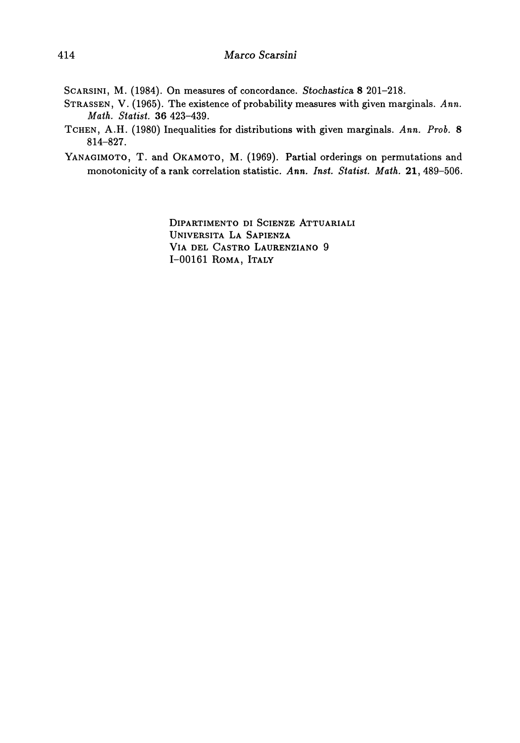Scarsini, M. (1984). On measures of concordance. *Stochastica* **8** 201–218.

Strassen, V. (1965). The existence of probability measures with given marginals. *Ann. Math. Statist.* **36** 423–439.

Tchen, A.H. (1980) Inequalities for distributions with given marginals. *Ann. Prob.* **8** 814–827.

Yanagimoto, T. and Okamoto, M. (1969). Partial orderings on permutations and monotonicity of a rank correlation statistic. *Ann. Inst. Statist. Math.* **21**, 489–506.

Dipartimento di Scienze Attuariali
Universita La Sapienza
Via del Castro Laurenziano 9
I–00161 Roma, Italy